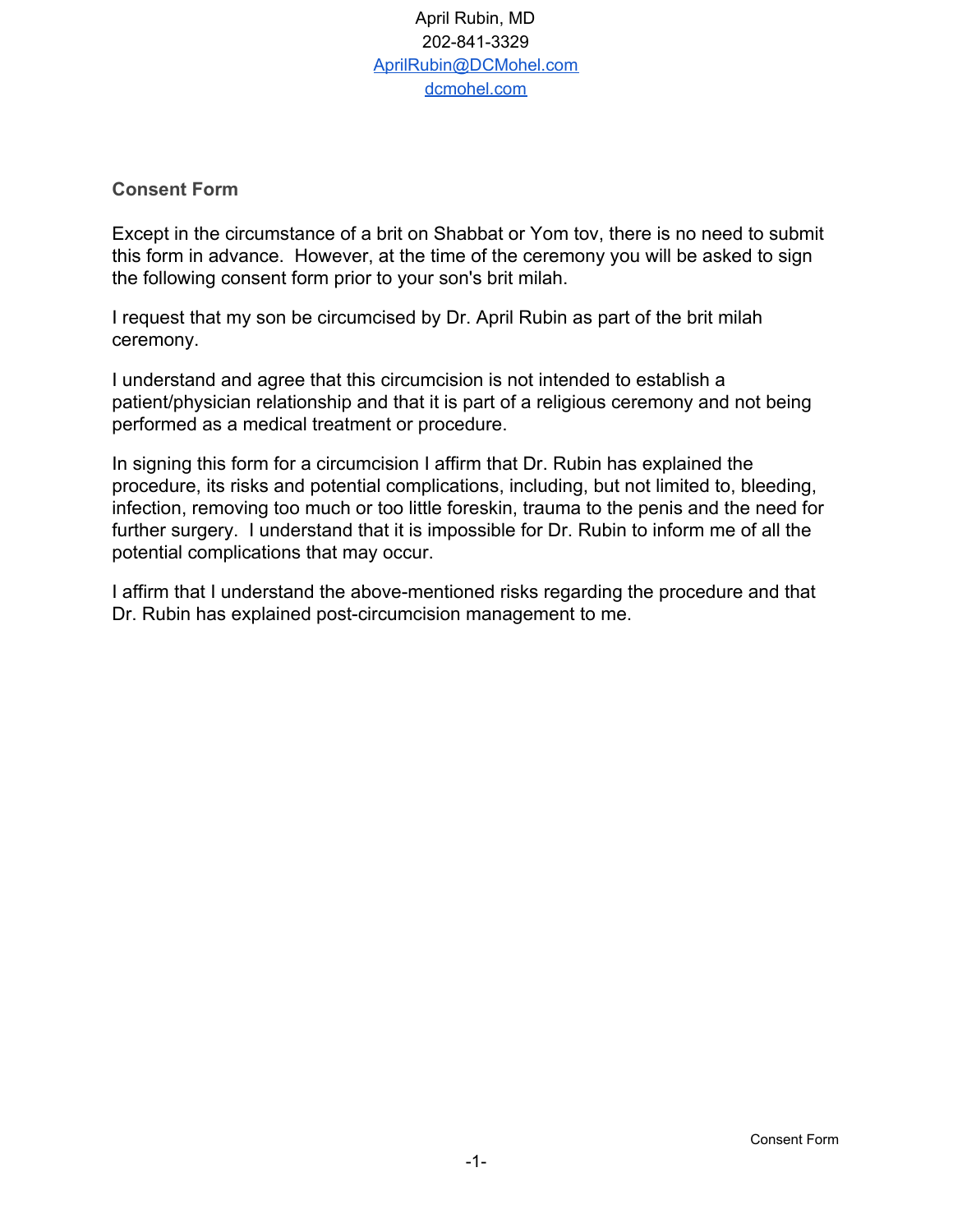April Rubin, MD
202-841-3329
[AprilRubin@DCMohel.com](mailto:AprilRubin@DCMohel.com)
[dcmohel.com](http://dcmohel.com)

## Consent Form

Except in the circumstance of a brit on Shabbat or Yom tov, there is no need to submit this form in advance. However, at the time of the ceremony you will be asked to sign the following consent form prior to your son's brit milah.

I request that my son be circumcised by Dr. April Rubin as part of the brit milah ceremony.

I understand and agree that this circumcision is not intended to establish a patient/physician relationship and that it is part of a religious ceremony and not being performed as a medical treatment or procedure.

In signing this form for a circumcision I affirm that Dr. Rubin has explained the procedure, its risks and potential complications, including, but not limited to, bleeding, infection, removing too much or too little foreskin, trauma to the penis and the need for further surgery. I understand that it is impossible for Dr. Rubin to inform me of all the potential complications that may occur.

I affirm that I understand the above-mentioned risks regarding the procedure and that Dr. Rubin has explained post-circumcision management to me.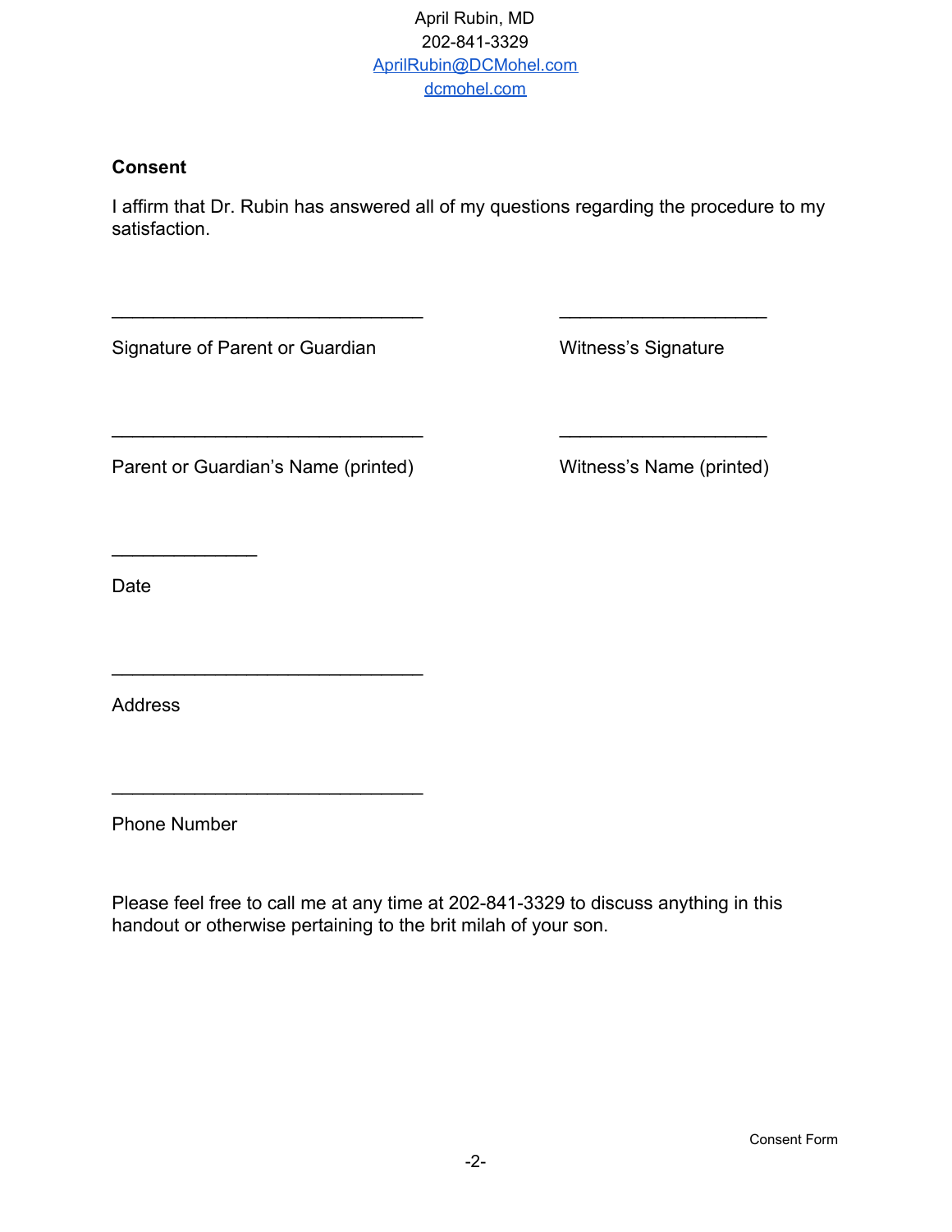April Rubin, MD
202-841-3329
AprilRubin@DCMohel.com
dcmohel.com

**Consent**

I affirm that Dr. Rubin has answered all of my questions regarding the procedure to my satisfaction.

_______________________________

Signature of Parent or Guardian

_____________________

Witness's Signature

_______________________________

Parent or Guardian's Name (printed)

_____________________

Witness's Name (printed)

______________

Date

_______________________________

Address

_______________________________

Phone Number

Please feel free to call me at any time at 202-841-3329 to discuss anything in this handout or otherwise pertaining to the brit milah of your son.